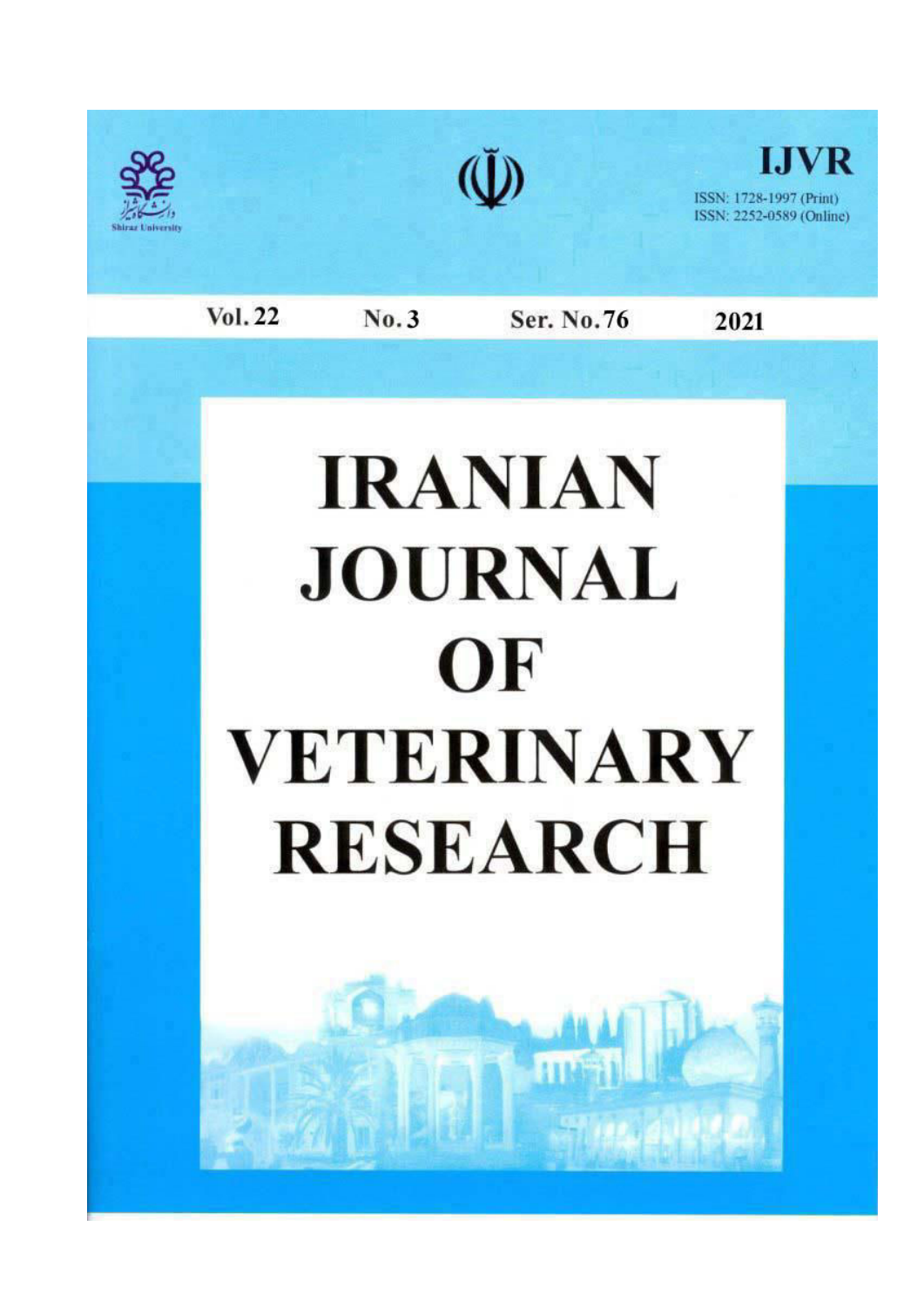Shiraz University

# IJVR

ISSN: 1728-1997 (Print)
ISSN: 2252-0589 (Online)

Vol. 22 No. 3 Ser. No. 76 2021

# IRANIAN JOURNAL OF VETERINARY RESEARCH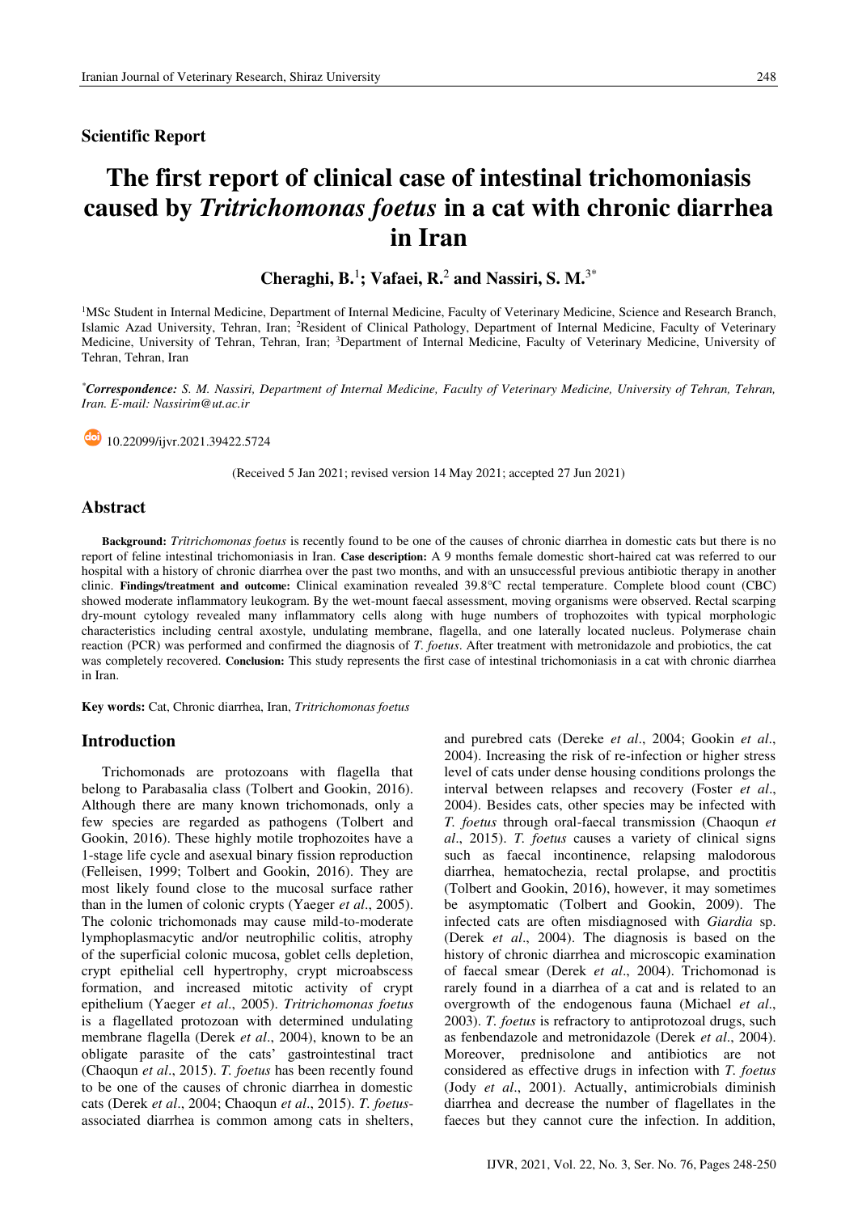## Scientific Report

# The first report of clinical case of intestinal trichomoniasis caused by *Tritrichomonas foetus* in a cat with chronic diarrhea in Iran

**Cheraghi, B.**[1]**; Vafaei, R.**[2] **and Nassiri, S. M.**[3*]

[1]MSc Student in Internal Medicine, Department of Internal Medicine, Faculty of Veterinary Medicine, Science and Research Branch, Islamic Azad University, Tehran, Iran; [2]Resident of Clinical Pathology, Department of Internal Medicine, Faculty of Veterinary Medicine, University of Tehran, Tehran, Iran; [3]Department of Internal Medicine, Faculty of Veterinary Medicine, University of Tehran, Tehran, Iran

[*]***Correspondence:*** *S. M. Nassiri, Department of Internal Medicine, Faculty of Veterinary Medicine, University of Tehran, Tehran, Iran. E-mail: Nassirim@ut.ac.ir*

10.22099/ijvr.2021.39422.5724

(Received 5 Jan 2021; revised version 14 May 2021; accepted 27 Jun 2021)

## Abstract

**Background:** *Tritrichomonas foetus* is recently found to be one of the causes of chronic diarrhea in domestic cats but there is no report of feline intestinal trichomoniasis in Iran. **Case description:** A 9 months female domestic short-haired cat was referred to our hospital with a history of chronic diarrhea over the past two months, and with an unsuccessful previous antibiotic therapy in another clinic. **Findings/treatment and outcome:** Clinical examination revealed 39.8°C rectal temperature. Complete blood count (CBC) showed moderate inflammatory leukogram. By the wet-mount faecal assessment, moving organisms were observed. Rectal scarping dry-mount cytology revealed many inflammatory cells along with huge numbers of trophozoites with typical morphologic characteristics including central axostyle, undulating membrane, flagella, and one laterally located nucleus. Polymerase chain reaction (PCR) was performed and confirmed the diagnosis of *T. foetus*. After treatment with metronidazole and probiotics, the cat was completely recovered. **Conclusion:** This study represents the first case of intestinal trichomoniasis in a cat with chronic diarrhea in Iran.

**Key words:** Cat, Chronic diarrhea, Iran, *Tritrichomonas foetus*

## Introduction

Trichomonads are protozoans with flagella that belong to Parabasalia class (Tolbert and Gookin, 2016). Although there are many known trichomonads, only a few species are regarded as pathogens (Tolbert and Gookin, 2016). These highly motile trophozoites have a 1-stage life cycle and asexual binary fission reproduction (Felleisen, 1999; Tolbert and Gookin, 2016). They are most likely found close to the mucosal surface rather than in the lumen of colonic crypts (Yaeger *et al*., 2005). The colonic trichomonads may cause mild-to-moderate lymphoplasmacytic and/or neutrophilic colitis, atrophy of the superficial colonic mucosa, goblet cells depletion, crypt epithelial cell hypertrophy, crypt microabscess formation, and increased mitotic activity of crypt epithelium (Yaeger *et al*., 2005). *Tritrichomonas foetus* is a flagellated protozoan with determined undulating membrane flagella (Derek *et al*., 2004), known to be an obligate parasite of the cats' gastrointestinal tract (Chaoqun *et al*., 2015). *T. foetus* has been recently found to be one of the causes of chronic diarrhea in domestic cats (Derek *et al*., 2004; Chaoqun *et al*., 2015). *T. foetus*-associated diarrhea is common among cats in shelters, and purebred cats (Dereke *et al*., 2004; Gookin *et al*., 2004). Increasing the risk of re-infection or higher stress level of cats under dense housing conditions prolongs the interval between relapses and recovery (Foster *et al*., 2004). Besides cats, other species may be infected with *T. foetus* through oral-faecal transmission (Chaoqun *et al*., 2015). *T. foetus* causes a variety of clinical signs such as faecal incontinence, relapsing malodorous diarrhea, hematochezia, rectal prolapse, and proctitis (Tolbert and Gookin, 2016), however, it may sometimes be asymptomatic (Tolbert and Gookin, 2009). The infected cats are often misdiagnosed with *Giardia* sp. (Derek *et al*., 2004). The diagnosis is based on the history of chronic diarrhea and microscopic examination of faecal smear (Derek *et al*., 2004). Trichomonad is rarely found in a diarrhea of a cat and is related to an overgrowth of the endogenous fauna (Michael *et al*., 2003). *T. foetus* is refractory to antiprotozoal drugs, such as fenbendazole and metronidazole (Derek *et al*., 2004). Moreover, prednisolone and antibiotics are not considered as effective drugs in infection with *T. foetus* (Jody *et al*., 2001). Actually, antimicrobials diminish diarrhea and decrease the number of flagellates in the faeces but they cannot cure the infection. In addition,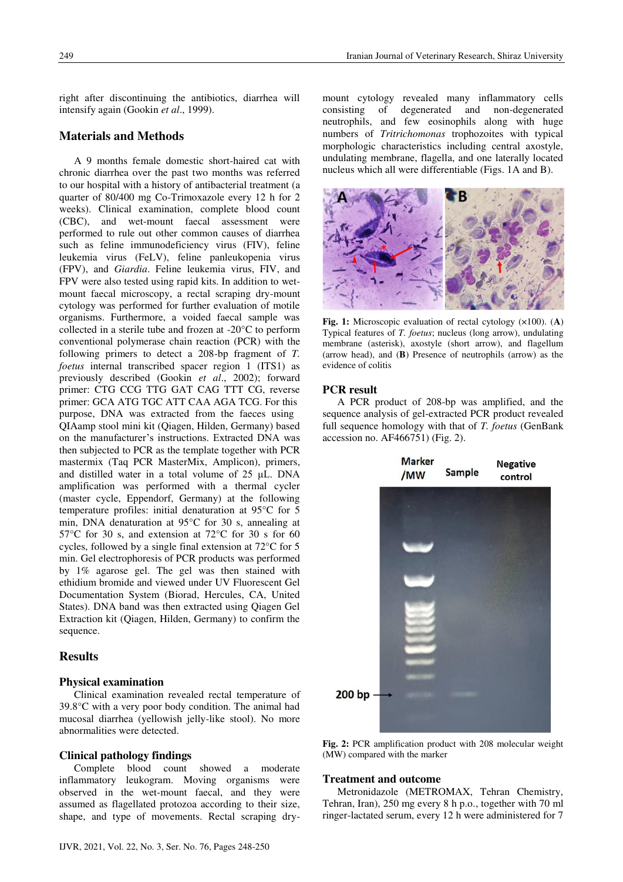right after discontinuing the antibiotics, diarrhea will intensify again (Gookin *et al*., 1999).

## Materials and Methods

A 9 months female domestic short-haired cat with chronic diarrhea over the past two months was referred to our hospital with a history of antibacterial treatment (a quarter of 80/400 mg Co-Trimoxazole every 12 h for 2 weeks). Clinical examination, complete blood count (CBC), and wet-mount faecal assessment were performed to rule out other common causes of diarrhea such as feline immunodeficiency virus (FIV), feline leukemia virus (FeLV), feline panleukopenia virus (FPV), and *Giardia*. Feline leukemia virus, FIV, and FPV were also tested using rapid kits. In addition to wet-mount faecal microscopy, a rectal scraping dry-mount cytology was performed for further evaluation of motile organisms. Furthermore, a voided faecal sample was collected in a sterile tube and frozen at -20°C to perform conventional polymerase chain reaction (PCR) with the following primers to detect a 208-bp fragment of *T. foetus* internal transcribed spacer region 1 (ITS1) as previously described (Gookin *et al*., 2002); forward primer: CTG CCG TTG GAT CAG TTT CG, reverse primer: GCA ATG TGC ATT CAA AGA TCG. For this purpose, DNA was extracted from the faeces using QIAamp stool mini kit (Qiagen, Hilden, Germany) based on the manufacturer's instructions. Extracted DNA was then subjected to PCR as the template together with PCR mastermix (Taq PCR MasterMix, Amplicon), primers, and distilled water in a total volume of 25 µL. DNA amplification was performed with a thermal cycler (master cycle, Eppendorf, Germany) at the following temperature profiles: initial denaturation at 95°C for 5 min, DNA denaturation at 95°C for 30 s, annealing at 57°C for 30 s, and extension at 72°C for 30 s for 60 cycles, followed by a single final extension at 72°C for 5 min. Gel electrophoresis of PCR products was performed by 1% agarose gel. The gel was then stained with ethidium bromide and viewed under UV Fluorescent Gel Documentation System (Biorad, Hercules, CA, United States). DNA band was then extracted using Qiagen Gel Extraction kit (Qiagen, Hilden, Germany) to confirm the sequence.

## Results

### Physical examination

Clinical examination revealed rectal temperature of 39.8°C with a very poor body condition. The animal had mucosal diarrhea (yellowish jelly-like stool). No more abnormalities were detected.

### Clinical pathology findings

Complete blood count showed a moderate inflammatory leukogram. Moving organisms were observed in the wet-mount faecal, and they were assumed as flagellated protozoa according to their size, shape, and type of movements. Rectal scraping dry-mount cytology revealed many inflammatory cells consisting of degenerated and non-degenerated neutrophils, and few eosinophils along with huge numbers of *Tritrichomonas* trophozoites with typical morphologic characteristics including central axostyle, undulating membrane, flagella, and one laterally located nucleus which all were differentiable (Figs. 1A and B).

**Fig. 1:** Microscopic evaluation of rectal cytology (×100). (**A**) Typical features of *T. foetus*; nucleus (long arrow), undulating membrane (asterisk), axostyle (short arrow), and flagellum (arrow head), and (**B**) Presence of neutrophils (arrow) as the evidence of colitis

### PCR result

A PCR product of 208-bp was amplified, and the sequence analysis of gel-extracted PCR product revealed full sequence homology with that of *T. foetus* (GenBank accession no. AF466751) (Fig. 2).

**Fig. 2:** PCR amplification product with 208 molecular weight (MW) compared with the marker

### Treatment and outcome

Metronidazole (METROMAX, Tehran Chemistry, Tehran, Iran), 250 mg every 8 h p.o., together with 70 ml ringer-lactated serum, every 12 h were administered for 7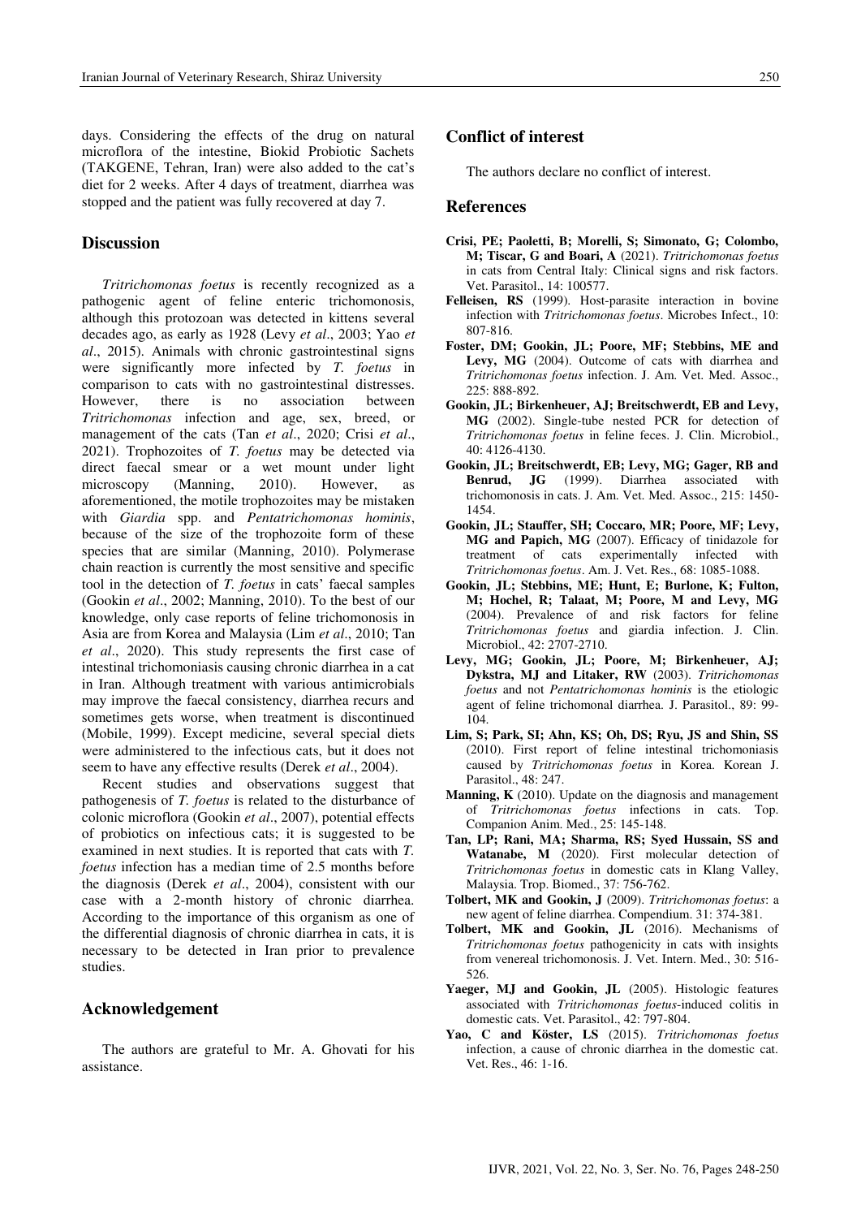days. Considering the effects of the drug on natural microflora of the intestine, Biokid Probiotic Sachets (TAKGENE, Tehran, Iran) were also added to the cat's diet for 2 weeks. After 4 days of treatment, diarrhea was stopped and the patient was fully recovered at day 7.

## Discussion

*Tritrichomonas foetus* is recently recognized as a pathogenic agent of feline enteric trichomonosis, although this protozoan was detected in kittens several decades ago, as early as 1928 (Levy *et al*., 2003; Yao *et al*., 2015). Animals with chronic gastrointestinal signs were significantly more infected by *T. foetus* in comparison to cats with no gastrointestinal distresses. However, there is no association between *Tritrichomonas* infection and age, sex, breed, or management of the cats (Tan *et al*., 2020; Crisi *et al*., 2021). Trophozoites of *T. foetus* may be detected via direct faecal smear or a wet mount under light microscopy (Manning, 2010). However, as aforementioned, the motile trophozoites may be mistaken with *Giardia* spp. and *Pentatrichomonas hominis*, because of the size of the trophozoite form of these species that are similar (Manning, 2010). Polymerase chain reaction is currently the most sensitive and specific tool in the detection of *T. foetus* in cats' faecal samples (Gookin *et al*., 2002; Manning, 2010). To the best of our knowledge, only case reports of feline trichomonosis in Asia are from Korea and Malaysia (Lim *et al*., 2010; Tan *et al*., 2020). This study represents the first case of intestinal trichomoniasis causing chronic diarrhea in a cat in Iran. Although treatment with various antimicrobials may improve the faecal consistency, diarrhea recurs and sometimes gets worse, when treatment is discontinued (Mobile, 1999). Except medicine, several special diets were administered to the infectious cats, but it does not seem to have any effective results (Derek *et al*., 2004).

Recent studies and observations suggest that pathogenesis of *T. foetus* is related to the disturbance of colonic microflora (Gookin *et al*., 2007), potential effects of probiotics on infectious cats; it is suggested to be examined in next studies. It is reported that cats with *T. foetus* infection has a median time of 2.5 months before the diagnosis (Derek *et al*., 2004), consistent with our case with a 2-month history of chronic diarrhea. According to the importance of this organism as one of the differential diagnosis of chronic diarrhea in cats, it is necessary to be detected in Iran prior to prevalence studies.

## Acknowledgement

The authors are grateful to Mr. A. Ghovati for his assistance.

## Conflict of interest

The authors declare no conflict of interest.

## References

**Crisi, PE; Paoletti, B; Morelli, S; Simonato, G; Colombo, M; Tiscar, G and Boari, A** (2021). *Tritrichomonas foetus* in cats from Central Italy: Clinical signs and risk factors. Vet. Parasitol., 14: 100577.

**Felleisen, RS** (1999). Host-parasite interaction in bovine infection with *Tritrichomonas foetus*. Microbes Infect., 10: 807-816.

**Foster, DM; Gookin, JL; Poore, MF; Stebbins, ME and Levy, MG** (2004). Outcome of cats with diarrhea and *Tritrichomonas foetus* infection. J. Am. Vet. Med. Assoc., 225: 888-892.

**Gookin, JL; Birkenheuer, AJ; Breitschwerdt, EB and Levy, MG** (2002). Single-tube nested PCR for detection of *Tritrichomonas foetus* in feline feces. J. Clin. Microbiol., 40: 4126-4130.

**Gookin, JL; Breitschwerdt, EB; Levy, MG; Gager, RB and Benrud, JG** (1999). Diarrhea associated with trichomonosis in cats. J. Am. Vet. Med. Assoc., 215: 1450-1454.

**Gookin, JL; Stauffer, SH; Coccaro, MR; Poore, MF; Levy, MG and Papich, MG** (2007). Efficacy of tinidazole for treatment of cats experimentally infected with *Tritrichomonas foetus*. Am. J. Vet. Res., 68: 1085-1088.

**Gookin, JL; Stebbins, ME; Hunt, E; Burlone, K; Fulton, M; Hochel, R; Talaat, M; Poore, M and Levy, MG** (2004). Prevalence of and risk factors for feline *Tritrichomonas foetus* and giardia infection. J. Clin. Microbiol., 42: 2707-2710.

**Levy, MG; Gookin, JL; Poore, M; Birkenheuer, AJ; Dykstra, MJ and Litaker, RW** (2003). *Tritrichomonas foetus* and not *Pentatrichomonas hominis* is the etiologic agent of feline trichomonal diarrhea. J. Parasitol., 89: 99-104.

**Lim, S; Park, SI; Ahn, KS; Oh, DS; Ryu, JS and Shin, SS** (2010). First report of feline intestinal trichomoniasis caused by *Tritrichomonas foetus* in Korea. Korean J. Parasitol., 48: 247.

**Manning, K** (2010). Update on the diagnosis and management of *Tritrichomonas foetus* infections in cats. Top. Companion Anim. Med., 25: 145-148.

**Tan, LP; Rani, MA; Sharma, RS; Syed Hussain, SS and Watanabe, M** (2020). First molecular detection of *Tritrichomonas foetus* in domestic cats in Klang Valley, Malaysia. Trop. Biomed., 37: 756-762.

**Tolbert, MK and Gookin, J** (2009). *Tritrichomonas foetus*: a new agent of feline diarrhea. Compendium. 31: 374-381.

**Tolbert, MK and Gookin, JL** (2016). Mechanisms of *Tritrichomonas foetus* pathogenicity in cats with insights from venereal trichomonosis. J. Vet. Intern. Med., 30: 516-526.

**Yaeger, MJ and Gookin, JL** (2005). Histologic features associated with *Tritrichomonas foetus*-induced colitis in domestic cats. Vet. Parasitol., 42: 797-804.

**Yao, C and Köster, LS** (2015). *Tritrichomonas foetus* infection, a cause of chronic diarrhea in the domestic cat. Vet. Res., 46: 1-16.